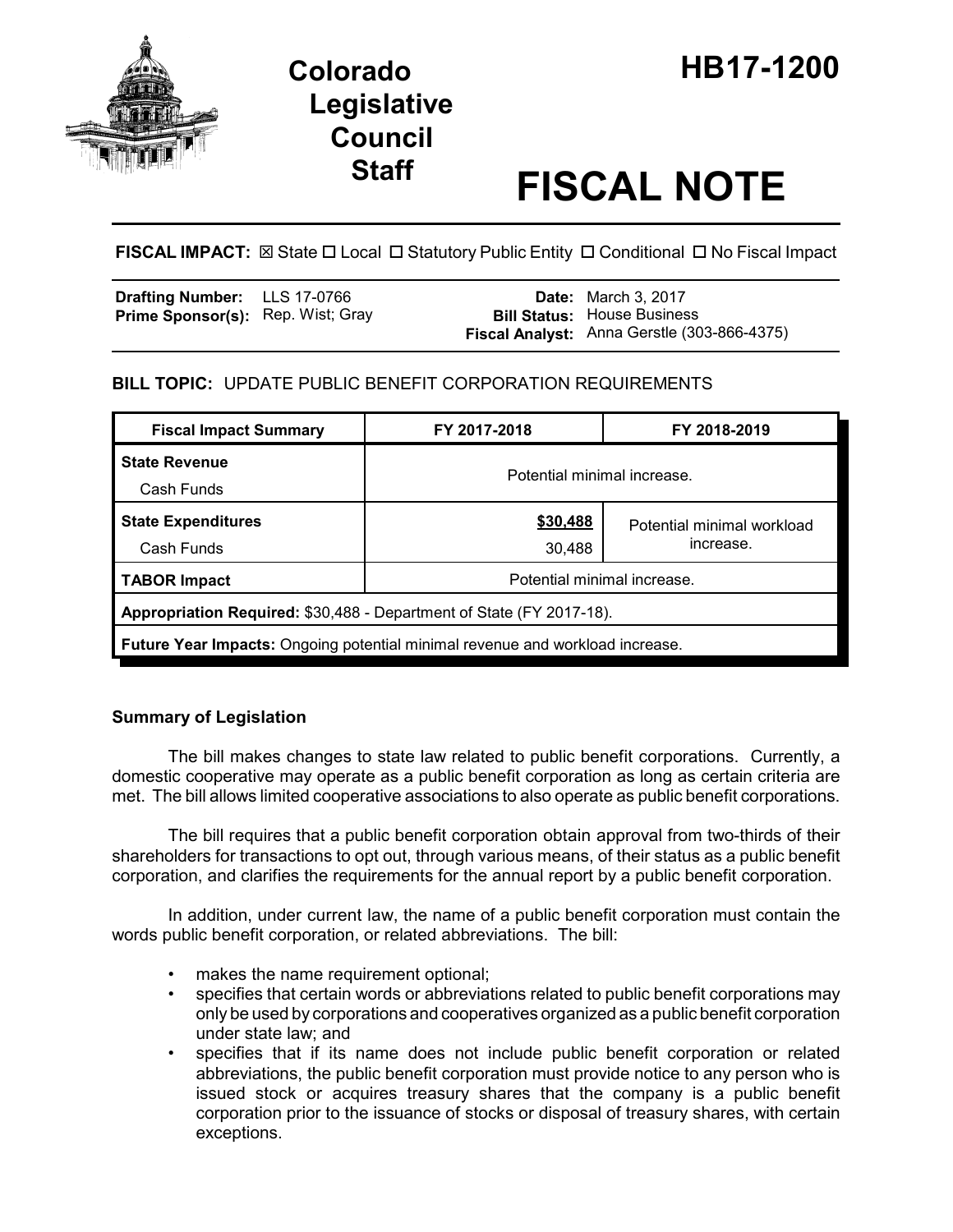# Colorado Legislative Council Staff

# HB17-1200

# FISCAL NOTE

**FISCAL IMPACT:** ☒ State ☐ Local ☐ Statutory Public Entity ☐ Conditional ☐ No Fiscal Impact

| | | | |
|---|---|---|---|
| **Drafting Number:** | LLS 17-0766 | **Date:** | March 3, 2017 |
| **Prime Sponsor(s):** | Rep. Wist; Gray | **Bill Status:** | House Business |
| | | **Fiscal Analyst:** | Anna Gerstle (303-866-4375) |

**BILL TOPIC:** UPDATE PUBLIC BENEFIT CORPORATION REQUIREMENTS

| Fiscal Impact Summary | FY 2017-2018 | FY 2018-2019 |
|---|---|---|
| **State Revenue**<br>Cash Funds | Potential minimal increase. | |
| **State Expenditures**<br>Cash Funds | **$30,488**<br>30,488 | Potential minimal workload increase. |
| **TABOR Impact** | Potential minimal increase. | |
| **Appropriation Required:** $30,488 - Department of State (FY 2017-18). | | |
| **Future Year Impacts:** Ongoing potential minimal revenue and workload increase. | | |

### Summary of Legislation

The bill makes changes to state law related to public benefit corporations. Currently, a domestic cooperative may operate as a public benefit corporation as long as certain criteria are met. The bill allows limited cooperative associations to also operate as public benefit corporations.

The bill requires that a public benefit corporation obtain approval from two-thirds of their shareholders for transactions to opt out, through various means, of their status as a public benefit corporation, and clarifies the requirements for the annual report by a public benefit corporation.

In addition, under current law, the name of a public benefit corporation must contain the words public benefit corporation, or related abbreviations. The bill:

- makes the name requirement optional;
- specifies that certain words or abbreviations related to public benefit corporations may only be used by corporations and cooperatives organized as a public benefit corporation under state law; and
- specifies that if its name does not include public benefit corporation or related abbreviations, the public benefit corporation must provide notice to any person who is issued stock or acquires treasury shares that the company is a public benefit corporation prior to the issuance of stocks or disposal of treasury shares, with certain exceptions.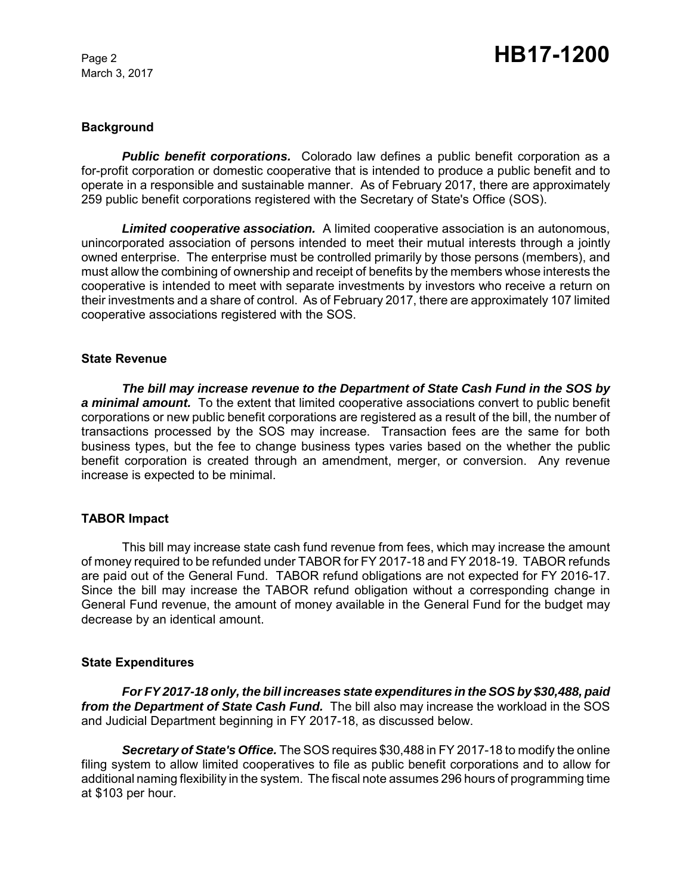## Background

***Public benefit corporations.*** Colorado law defines a public benefit corporation as a for-profit corporation or domestic cooperative that is intended to produce a public benefit and to operate in a responsible and sustainable manner. As of February 2017, there are approximately 259 public benefit corporations registered with the Secretary of State's Office (SOS).

***Limited cooperative association.*** A limited cooperative association is an autonomous, unincorporated association of persons intended to meet their mutual interests through a jointly owned enterprise. The enterprise must be controlled primarily by those persons (members), and must allow the combining of ownership and receipt of benefits by the members whose interests the cooperative is intended to meet with separate investments by investors who receive a return on their investments and a share of control. As of February 2017, there are approximately 107 limited cooperative associations registered with the SOS.

## State Revenue

***The bill may increase revenue to the Department of State Cash Fund in the SOS by a minimal amount.*** To the extent that limited cooperative associations convert to public benefit corporations or new public benefit corporations are registered as a result of the bill, the number of transactions processed by the SOS may increase. Transaction fees are the same for both business types, but the fee to change business types varies based on the whether the public benefit corporation is created through an amendment, merger, or conversion. Any revenue increase is expected to be minimal.

## TABOR Impact

This bill may increase state cash fund revenue from fees, which may increase the amount of money required to be refunded under TABOR for FY 2017-18 and FY 2018-19. TABOR refunds are paid out of the General Fund. TABOR refund obligations are not expected for FY 2016-17. Since the bill may increase the TABOR refund obligation without a corresponding change in General Fund revenue, the amount of money available in the General Fund for the budget may decrease by an identical amount.

## State Expenditures

***For FY 2017-18 only, the bill increases state expenditures in the SOS by $30,488, paid from the Department of State Cash Fund.*** The bill also may increase the workload in the SOS and Judicial Department beginning in FY 2017-18, as discussed below.

***Secretary of State's Office.*** The SOS requires $30,488 in FY 2017-18 to modify the online filing system to allow limited cooperatives to file as public benefit corporations and to allow for additional naming flexibility in the system. The fiscal note assumes 296 hours of programming time at $103 per hour.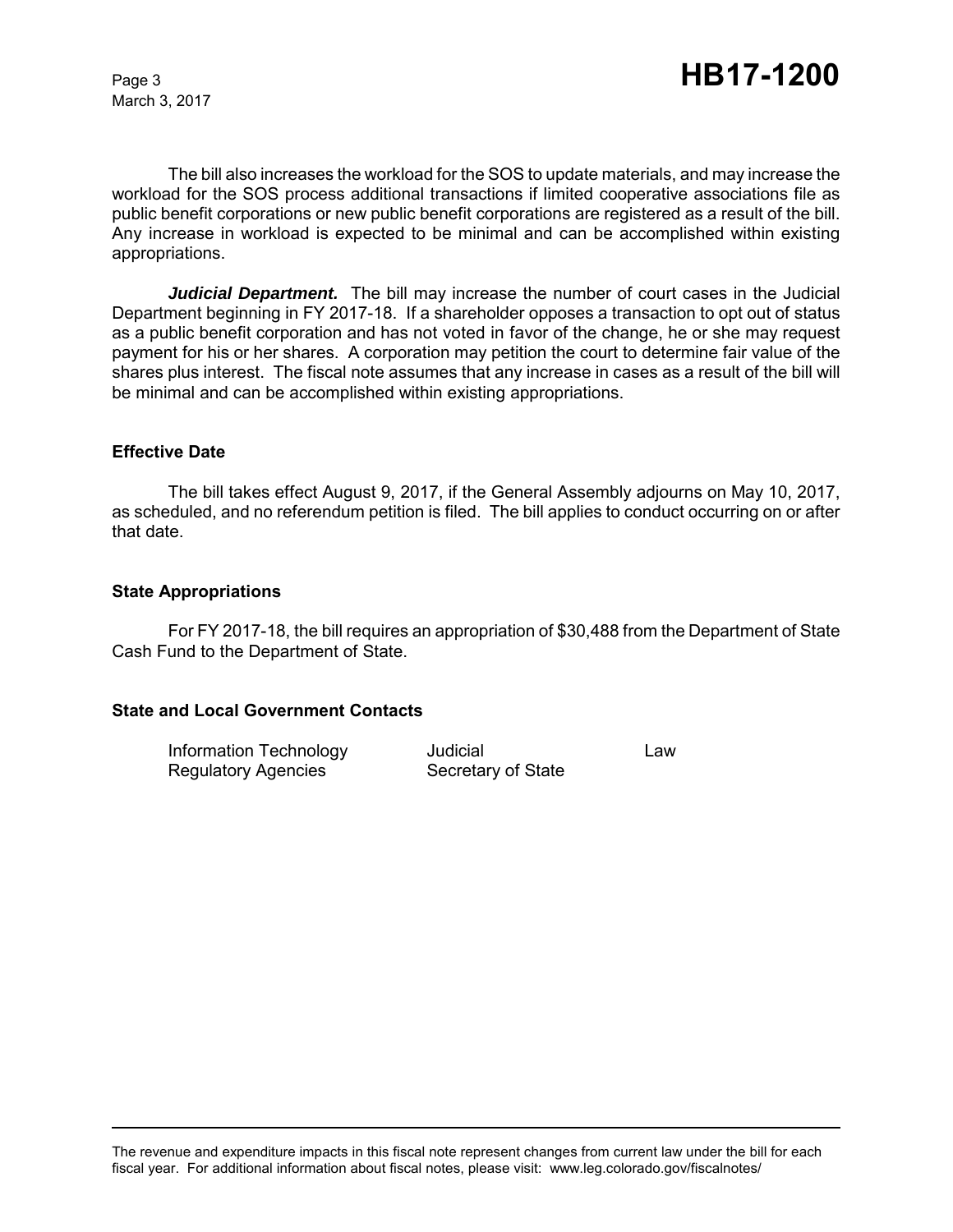The bill also increases the workload for the SOS to update materials, and may increase the workload for the SOS process additional transactions if limited cooperative associations file as public benefit corporations or new public benefit corporations are registered as a result of the bill. Any increase in workload is expected to be minimal and can be accomplished within existing appropriations.

***Judicial Department.*** The bill may increase the number of court cases in the Judicial Department beginning in FY 2017-18. If a shareholder opposes a transaction to opt out of status as a public benefit corporation and has not voted in favor of the change, he or she may request payment for his or her shares. A corporation may petition the court to determine fair value of the shares plus interest. The fiscal note assumes that any increase in cases as a result of the bill will be minimal and can be accomplished within existing appropriations.

### Effective Date

The bill takes effect August 9, 2017, if the General Assembly adjourns on May 10, 2017, as scheduled, and no referendum petition is filed. The bill applies to conduct occurring on or after that date.

### State Appropriations

For FY 2017-18, the bill requires an appropriation of $30,488 from the Department of State Cash Fund to the Department of State.

### State and Local Government Contacts

| | | |
|---|---|---|
| Information Technology | Judicial | Law |
| Regulatory Agencies | Secretary of State | |

The revenue and expenditure impacts in this fiscal note represent changes from current law under the bill for each fiscal year. For additional information about fiscal notes, please visit: www.leg.colorado.gov/fiscalnotes/